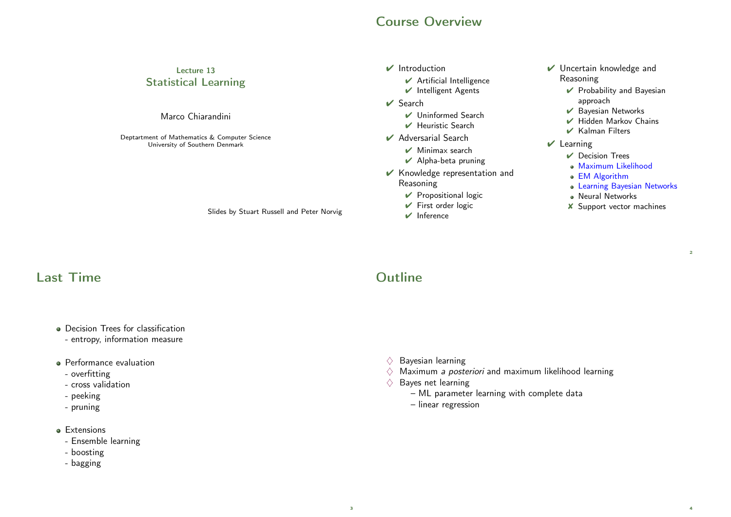Lecture 13

# Statistical Learning

Marco Chiarandini

Deptartment of Mathematics & Computer Science
University of Southern Denmark

Slides by Stuart Russell and Peter Norvig

## Course Overview

- ✔ Introduction
  - ✔ Artificial Intelligence
  - ✔ Intelligent Agents
- ✔ Search
  - ✔ Uninformed Search
  - ✔ Heuristic Search
- ✔ Adversarial Search
  - ✔ Minimax search
  - ✔ Alpha-beta pruning
- ✔ Knowledge representation and Reasoning
  - ✔ Propositional logic
  - ✔ First order logic
  - ✔ Inference
- ✔ Uncertain knowledge and Reasoning
  - ✔ Probability and Bayesian approach
  - ✔ Bayesian Networks
  - ✔ Hidden Markov Chains
  - ✔ Kalman Filters
- ✔ Learning
  - ✔ Decision Trees
  - Maximum Likelihood
  - EM Algorithm
  - Learning Bayesian Networks
  - Neural Networks
  - ✘ Support vector machines

## Last Time

- Decision Trees for classification
  - entropy, information measure
- Performance evaluation
  - overfitting
  - cross validation
  - peeking
  - pruning
- Extensions
  - Ensemble learning
  - boosting
  - bagging

## Outline

- ♢ Bayesian learning
- ♢ Maximum *a posteriori* and maximum likelihood learning
- ♢ Bayes net learning
  - – ML parameter learning with complete data
  - – linear regression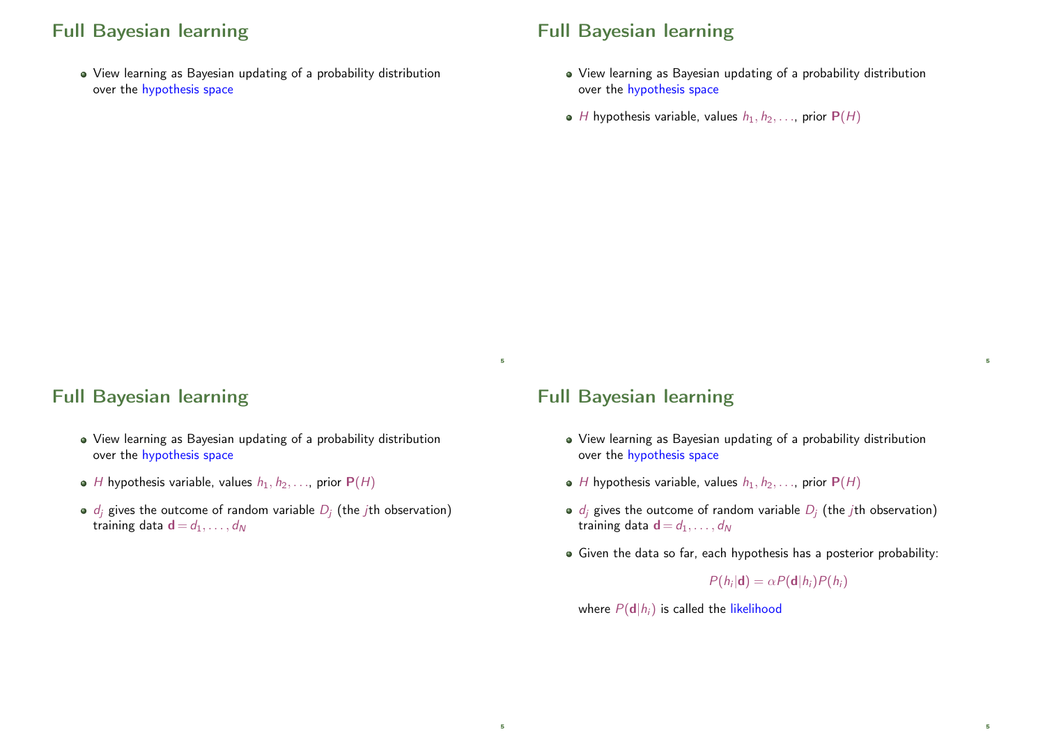## Full Bayesian learning

- View learning as Bayesian updating of a probability distribution over the hypothesis space

## Full Bayesian learning

- View learning as Bayesian updating of a probability distribution over the hypothesis space
- $H$ hypothesis variable, values $h_1, h_2, \ldots$, prior $\mathbf{P}(H)$

## Full Bayesian learning

- View learning as Bayesian updating of a probability distribution over the hypothesis space
- $H$ hypothesis variable, values $h_1, h_2, \ldots$, prior $\mathbf{P}(H)$
- $d_j$ gives the outcome of random variable $D_j$ (the $j$th observation) training data $\mathbf{d} = d_1, \ldots, d_N$

## Full Bayesian learning

- View learning as Bayesian updating of a probability distribution over the hypothesis space
- $H$ hypothesis variable, values $h_1, h_2, \ldots$, prior $\mathbf{P}(H)$
- $d_j$ gives the outcome of random variable $D_j$ (the $j$th observation) training data $\mathbf{d} = d_1, \ldots, d_N$
- Given the data so far, each hypothesis has a posterior probability:

$$P(h_i|\mathbf{d}) = \alpha P(\mathbf{d}|h_i)P(h_i)$$

where $P(\mathbf{d}|h_i)$ is called the likelihood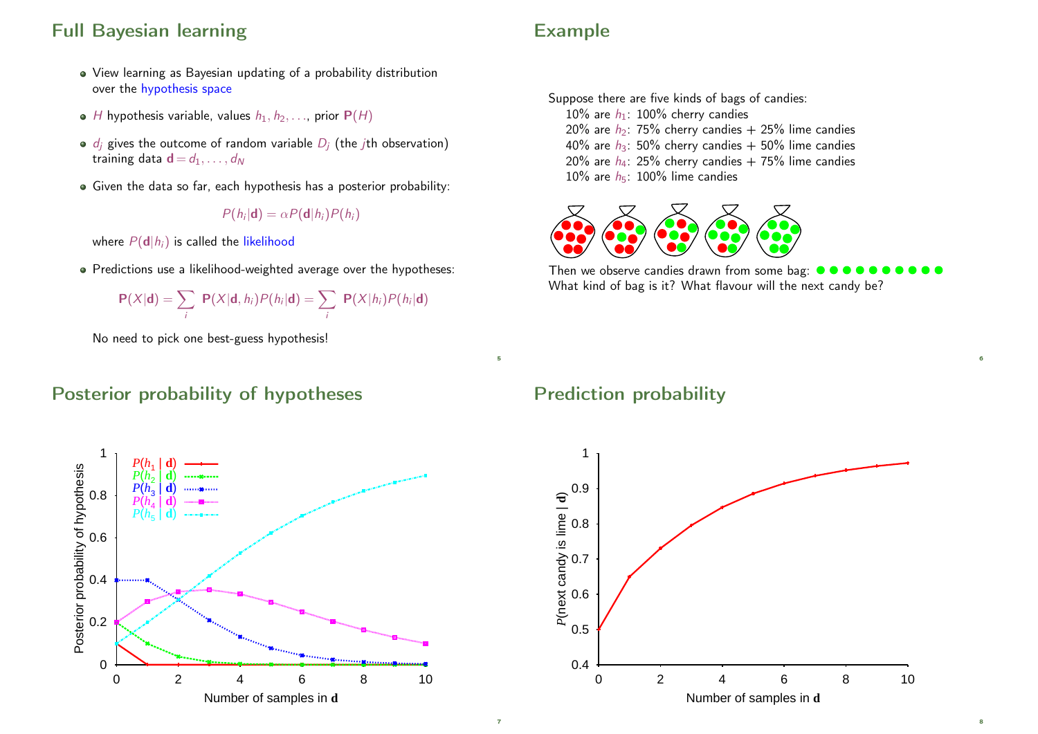## Full Bayesian learning

- View learning as Bayesian updating of a probability distribution over the hypothesis space
- $H$ hypothesis variable, values $h_1, h_2, \ldots$, prior $\mathbf{P}(H)$
- $d_j$ gives the outcome of random variable $D_j$ (the $j$th observation) training data $\mathbf{d} = d_1, \ldots, d_N$
- Given the data so far, each hypothesis has a posterior probability:

$$P(h_i|\mathbf{d}) = \alpha P(\mathbf{d}|h_i)P(h_i)$$

where $P(\mathbf{d}|h_i)$ is called the likelihood

- Predictions use a likelihood-weighted average over the hypotheses:

$$\mathbf{P}(X|\mathbf{d}) = \sum_i \mathbf{P}(X|\mathbf{d}, h_i)P(h_i|\mathbf{d}) = \sum_i \mathbf{P}(X|h_i)P(h_i|\mathbf{d})$$

No need to pick one best-guess hypothesis!

## Example

Suppose there are five kinds of bags of candies:
- 10% are $h_1$: 100% cherry candies
- 20% are $h_2$: 75% cherry candies + 25% lime candies
- 40% are $h_3$: 50% cherry candies + 50% lime candies
- 20% are $h_4$: 25% cherry candies + 75% lime candies
- 10% are $h_5$: 100% lime candies

Then we observe candies drawn from some bag: ● ● ● ● ● ● ● ● ● ●

What kind of bag is it? What flavour will the next candy be?

## Posterior probability of hypotheses

Posterior probability of hypothesis vs. Number of samples in $\mathbf{d}$ (legend: $P(h_1 | \mathbf{d})$, $P(h_2 | \mathbf{d})$, $P(h_3 | \mathbf{d})$, $P(h_4 | \mathbf{d})$, $P(h_5 | \mathbf{d})$)

## Prediction probability

$P$(next candy is lime | $\mathbf{d}$) vs. Number of samples in $\mathbf{d}$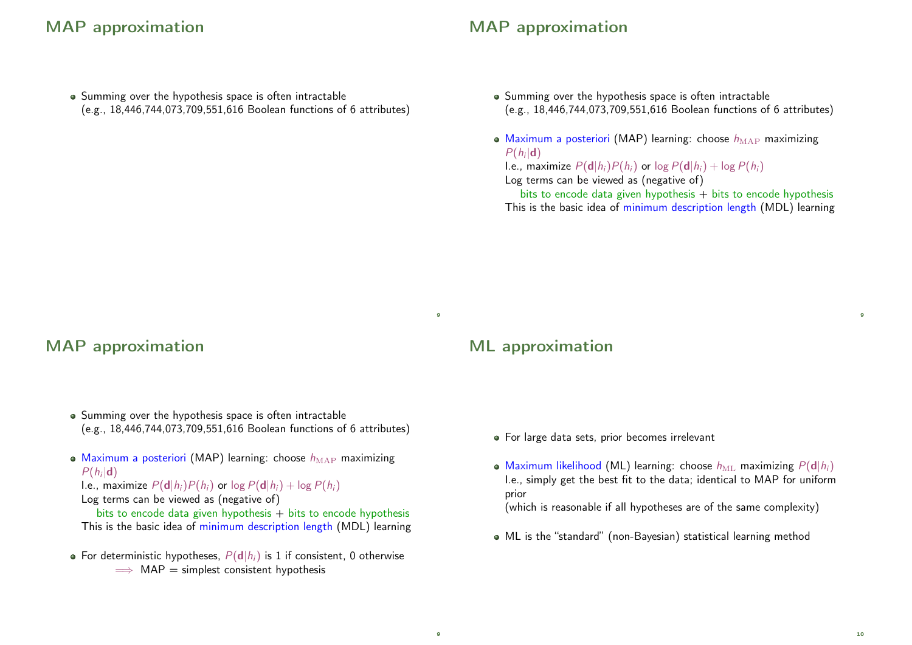## MAP approximation

- Summing over the hypothesis space is often intractable
  (e.g., 18,446,744,073,709,551,616 Boolean functions of 6 attributes)

## MAP approximation

- Summing over the hypothesis space is often intractable
  (e.g., 18,446,744,073,709,551,616 Boolean functions of 6 attributes)
- Maximum a posteriori (MAP) learning: choose $h_{\mathrm{MAP}}$ maximizing $P(h_i|\mathbf{d})$
  I.e., maximize $P(\mathbf{d}|h_i)P(h_i)$ or $\log P(\mathbf{d}|h_i) + \log P(h_i)$
  Log terms can be viewed as (negative of)
  bits to encode data given hypothesis + bits to encode hypothesis
  This is the basic idea of minimum description length (MDL) learning

## MAP approximation

- Summing over the hypothesis space is often intractable
  (e.g., 18,446,744,073,709,551,616 Boolean functions of 6 attributes)
- Maximum a posteriori (MAP) learning: choose $h_{\mathrm{MAP}}$ maximizing $P(h_i|\mathbf{d})$
  I.e., maximize $P(\mathbf{d}|h_i)P(h_i)$ or $\log P(\mathbf{d}|h_i) + \log P(h_i)$
  Log terms can be viewed as (negative of)
  bits to encode data given hypothesis + bits to encode hypothesis
  This is the basic idea of minimum description length (MDL) learning
- For deterministic hypotheses, $P(\mathbf{d}|h_i)$ is 1 if consistent, 0 otherwise
  $\Longrightarrow$ MAP = simplest consistent hypothesis

## ML approximation

- For large data sets, prior becomes irrelevant
- Maximum likelihood (ML) learning: choose $h_{\mathrm{ML}}$ maximizing $P(\mathbf{d}|h_i)$
  I.e., simply get the best fit to the data; identical to MAP for uniform prior
  (which is reasonable if all hypotheses are of the same complexity)
- ML is the "standard" (non-Bayesian) statistical learning method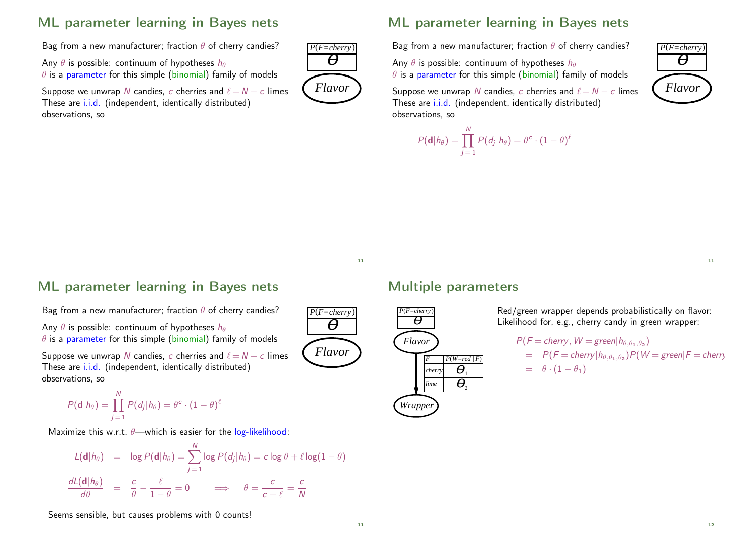## ML parameter learning in Bayes nets

Bag from a new manufacturer; fraction $\theta$ of cherry candies?

Any $\theta$ is possible: continuum of hypotheses $h_\theta$
$\theta$ is a parameter for this simple (binomial) family of models

Suppose we unwrap $N$ candies, $c$ cherries and $\ell = N - c$ limes
These are i.i.d. (independent, identically distributed) observations, so

| $P(F{=}cherry)$ |
|---|
| $\theta$ |

*Flavor*

## ML parameter learning in Bayes nets

Bag from a new manufacturer; fraction $\theta$ of cherry candies?

Any $\theta$ is possible: continuum of hypotheses $h_\theta$
$\theta$ is a parameter for this simple (binomial) family of models

Suppose we unwrap $N$ candies, $c$ cherries and $\ell = N - c$ limes
These are i.i.d. (independent, identically distributed) observations, so

| $P(F{=}cherry)$ |
|---|
| $\theta$ |

*Flavor*

$$P(\mathbf{d}|h_\theta) = \prod_{j=1}^{N} P(d_j|h_\theta) = \theta^c \cdot (1-\theta)^\ell$$

## ML parameter learning in Bayes nets

Bag from a new manufacturer; fraction $\theta$ of cherry candies?

Any $\theta$ is possible: continuum of hypotheses $h_\theta$
$\theta$ is a parameter for this simple (binomial) family of models

Suppose we unwrap $N$ candies, $c$ cherries and $\ell = N - c$ limes
These are i.i.d. (independent, identically distributed) observations, so

| $P(F{=}cherry)$ |
|---|
| $\theta$ |

*Flavor*

$$P(\mathbf{d}|h_\theta) = \prod_{j=1}^{N} P(d_j|h_\theta) = \theta^c \cdot (1-\theta)^\ell$$

Maximize this w.r.t. $\theta$—which is easier for the log-likelihood:

$$L(\mathbf{d}|h_\theta) = \log P(\mathbf{d}|h_\theta) = \sum_{j=1}^{N} \log P(d_j|h_\theta) = c\log\theta + \ell\log(1-\theta)$$

$$\frac{dL(\mathbf{d}|h_\theta)}{d\theta} = \frac{c}{\theta} - \frac{\ell}{1-\theta} = 0 \qquad \Longrightarrow \qquad \theta = \frac{c}{c+\ell} = \frac{c}{N}$$

Seems sensible, but causes problems with 0 counts!

## Multiple parameters

| $P(F{=}cherry)$ |
|---|
| $\theta$ |

*Flavor* → *Wrapper*

| $F$ | $P(W{=}red\,|\,F)$ |
|---|---|
| cherry | $\theta_1$ |
| lime | $\theta_2$ |

Red/green wrapper depends probabilistically on flavor:
Likelihood for, e.g., cherry candy in green wrapper:

$$\begin{aligned} &P(F = cherry, W = green|h_{\theta,\theta_1,\theta_2}) \\ &= P(F = cherry|h_{\theta,\theta_1,\theta_2})P(W = green|F = cherry \\ &= \theta \cdot (1-\theta_1) \end{aligned}$$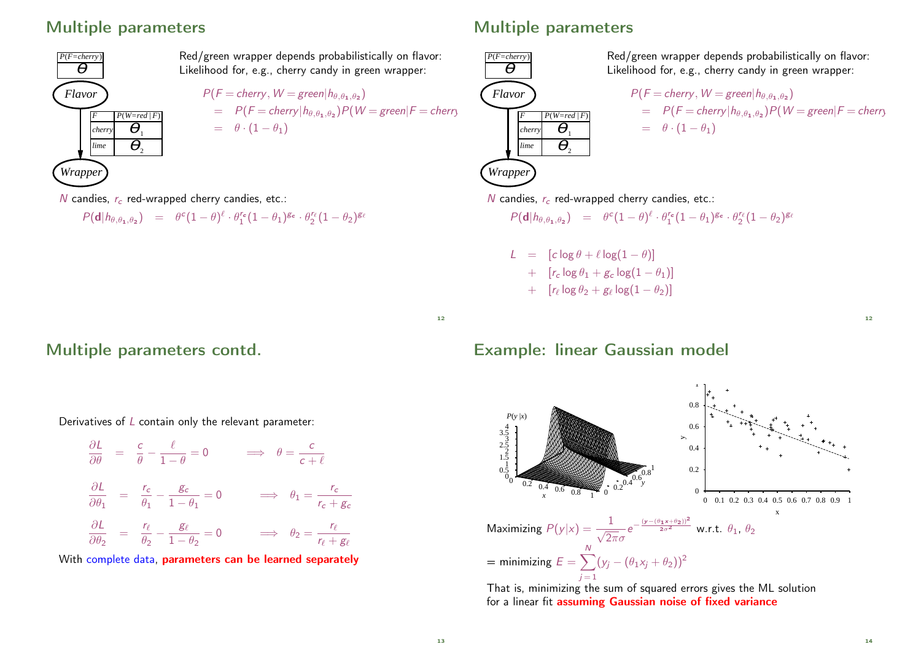## Multiple parameters

| $F$ | $P(W{=}red \mid F)$ |
|---|---|
| cherry | $\theta_1$ |
| lime | $\theta_2$ |

$P(F{=}cherry)$: $\theta$

Flavor → Wrapper

Red/green wrapper depends probabilistically on flavor:
Likelihood for, e.g., cherry candy in green wrapper:

$$
\begin{aligned}
&P(F = cherry, W = green|h_{\theta,\theta_1,\theta_2}) \\
&= P(F = cherry|h_{\theta,\theta_1,\theta_2})P(W = green|F = cherry \\
&= \theta \cdot (1-\theta_1)
\end{aligned}
$$

$N$ candies, $r_c$ red-wrapped cherry candies, etc.:

$$P(\mathbf{d}|h_{\theta,\theta_1,\theta_2}) = \theta^c(1-\theta)^\ell \cdot \theta_1^{r_c}(1-\theta_1)^{g_c} \cdot \theta_2^{r_\ell}(1-\theta_2)^{g_\ell}$$

## Multiple parameters

| $F$ | $P(W{=}red \mid F)$ |
|---|---|
| cherry | $\theta_1$ |
| lime | $\theta_2$ |

$P(F{=}cherry)$: $\theta$

Flavor → Wrapper

Red/green wrapper depends probabilistically on flavor:
Likelihood for, e.g., cherry candy in green wrapper:

$$
\begin{aligned}
&P(F = cherry, W = green|h_{\theta,\theta_1,\theta_2}) \\
&= P(F = cherry|h_{\theta,\theta_1,\theta_2})P(W = green|F = cherry \\
&= \theta \cdot (1-\theta_1)
\end{aligned}
$$

$N$ candies, $r_c$ red-wrapped cherry candies, etc.:

$$P(\mathbf{d}|h_{\theta,\theta_1,\theta_2}) = \theta^c(1-\theta)^\ell \cdot \theta_1^{r_c}(1-\theta_1)^{g_c} \cdot \theta_2^{r_\ell}(1-\theta_2)^{g_\ell}$$

$$
\begin{aligned}
L = & [c \log\theta + \ell\log(1-\theta)] \\
& + [r_c \log\theta_1 + g_c\log(1-\theta_1)] \\
& + [r_\ell \log\theta_2 + g_\ell\log(1-\theta_2)]
\end{aligned}
$$

## Multiple parameters contd.

Derivatives of $L$ contain only the relevant parameter:

$$\frac{\partial L}{\partial \theta} = \frac{c}{\theta} - \frac{\ell}{1-\theta} = 0 \quad \Longrightarrow \quad \theta = \frac{c}{c+\ell}$$

$$\frac{\partial L}{\partial \theta_1} = \frac{r_c}{\theta_1} - \frac{g_c}{1-\theta_1} = 0 \quad \Longrightarrow \quad \theta_1 = \frac{r_c}{r_c+g_c}$$

$$\frac{\partial L}{\partial \theta_2} = \frac{r_\ell}{\theta_2} - \frac{g_\ell}{1-\theta_2} = 0 \quad \Longrightarrow \quad \theta_2 = \frac{r_\ell}{r_\ell+g_\ell}$$

With complete data, **parameters can be learned separately**

## Example: linear Gaussian model

Maximizing $P(y|x) = \frac{1}{\sqrt{2\pi}\sigma}e^{-\frac{(y-(\theta_1 x+\theta_2))^2}{2\sigma^2}}$ w.r.t. $\theta_1$, $\theta_2$

$= \text{minimizing } E = \sum_{j=1}^{N}(y_j - (\theta_1 x_j + \theta_2))^2$

That is, minimizing the sum of squared errors gives the ML solution for a linear fit **assuming Gaussian noise of fixed variance**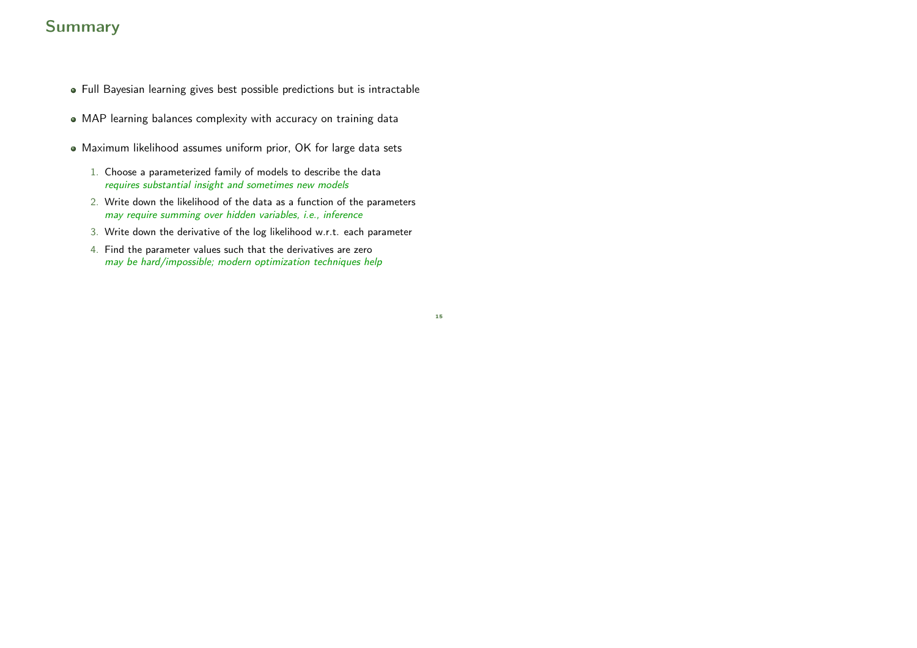## Summary

- Full Bayesian learning gives best possible predictions but is intractable
- MAP learning balances complexity with accuracy on training data
- Maximum likelihood assumes uniform prior, OK for large data sets
  1. Choose a parameterized family of models to describe the data
     *requires substantial insight and sometimes new models*
  2. Write down the likelihood of the data as a function of the parameters
     *may require summing over hidden variables, i.e., inference*
  3. Write down the derivative of the log likelihood w.r.t. each parameter
  4. Find the parameter values such that the derivatives are zero
     *may be hard/impossible; modern optimization techniques help*